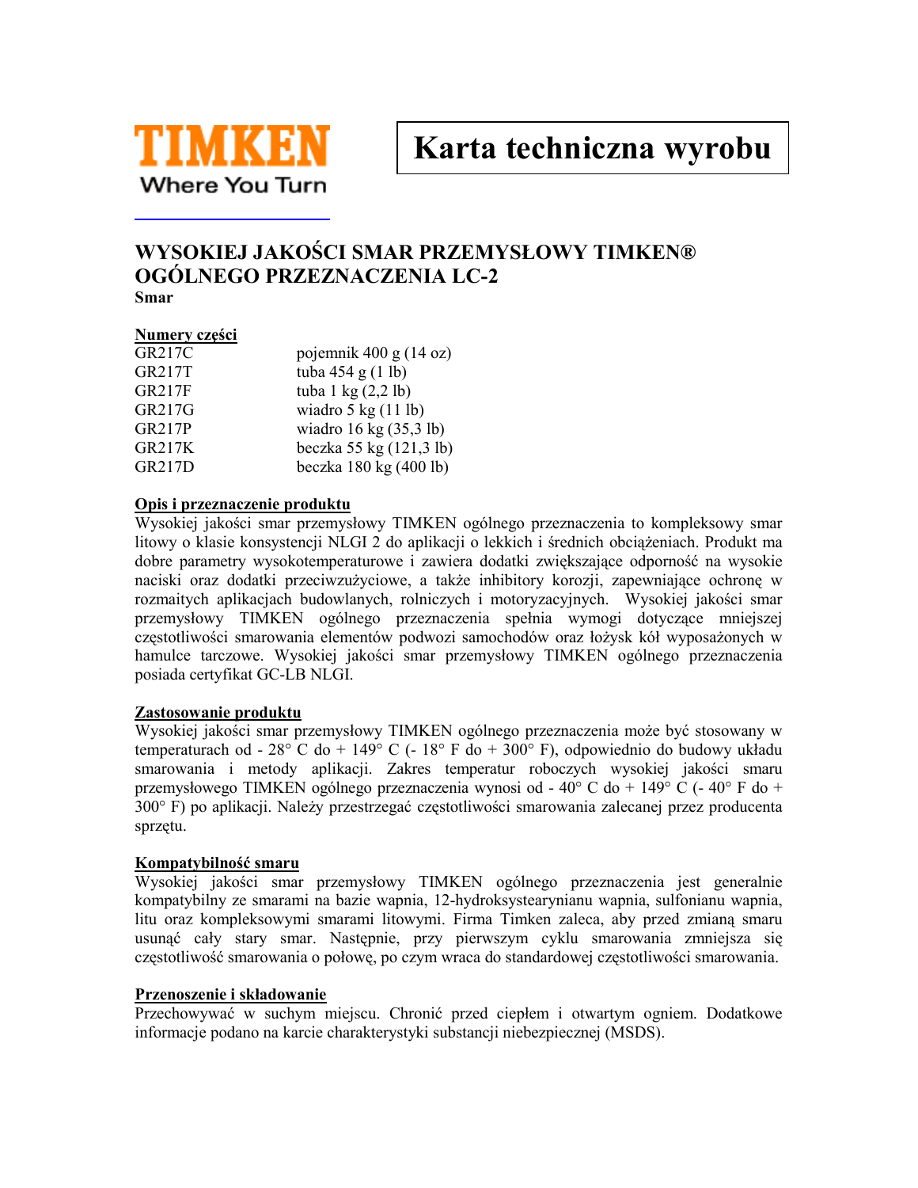**TIMKEN**
Where You Turn

# Karta techniczna wyrobu

## WYSOKIEJ JAKOŚCI SMAR PRZEMYSŁOWY TIMKEN® OGÓLNEGO PRZEZNACZENIA LC-2

**Smar**

### Numery części

| | |
|---|---|
| GR217C | pojemnik 400 g (14 oz) |
| GR217T | tuba 454 g (1 lb) |
| GR217F | tuba 1 kg (2,2 lb) |
| GR217G | wiadro 5 kg (11 lb) |
| GR217P | wiadro 16 kg (35,3 lb) |
| GR217K | beczka 55 kg (121,3 lb) |
| GR217D | beczka 180 kg (400 lb) |

### Opis i przeznaczenie produktu

Wysokiej jakości smar przemysłowy TIMKEN ogólnego przeznaczenia to kompleksowy smar litowy o klasie konsystencji NLGI 2 do aplikacji o lekkich i średnich obciążeniach. Produkt ma dobre parametry wysokotemperaturowe i zawiera dodatki zwiększające odporność na wysokie naciski oraz dodatki przeciwzużyciowe, a także inhibitory korozji, zapewniające ochronę w rozmaitych aplikacjach budowlanych, rolniczych i motoryzacyjnych. Wysokiej jakości smar przemysłowy TIMKEN ogólnego przeznaczenia spełnia wymogi dotyczące mniejszej częstotliwości smarowania elementów podwozi samochodów oraz łożysk kół wyposażonych w hamulce tarczowe. Wysokiej jakości smar przemysłowy TIMKEN ogólnego przeznaczenia posiada certyfikat GC-LB NLGI.

### Zastosowanie produktu

Wysokiej jakości smar przemysłowy TIMKEN ogólnego przeznaczenia może być stosowany w temperaturach od - 28° C do + 149° C (- 18° F do + 300° F), odpowiednio do budowy układu smarowania i metody aplikacji. Zakres temperatur roboczych wysokiej jakości smaru przemysłowego TIMKEN ogólnego przeznaczenia wynosi od - 40° C do + 149° C (- 40° F do + 300° F) po aplikacji. Należy przestrzegać częstotliwości smarowania zalecanej przez producenta sprzętu.

### Kompatybilność smaru

Wysokiej jakości smar przemysłowy TIMKEN ogólnego przeznaczenia jest generalnie kompatybilny ze smarami na bazie wapnia, 12-hydroksystearynianu wapnia, sulfonianu wapnia, litu oraz kompleksowymi smarami litowymi. Firma Timken zaleca, aby przed zmianą smaru usunąć cały stary smar. Następnie, przy pierwszym cyklu smarowania zmniejsza się częstotliwość smarowania o połowę, po czym wraca do standardowej częstotliwości smarowania.

### Przenoszenie i składowanie

Przechowywać w suchym miejscu. Chronić przed ciepłem i otwartym ogniem. Dodatkowe informacje podano na karcie charakterystyki substancji niebezpiecznej (MSDS).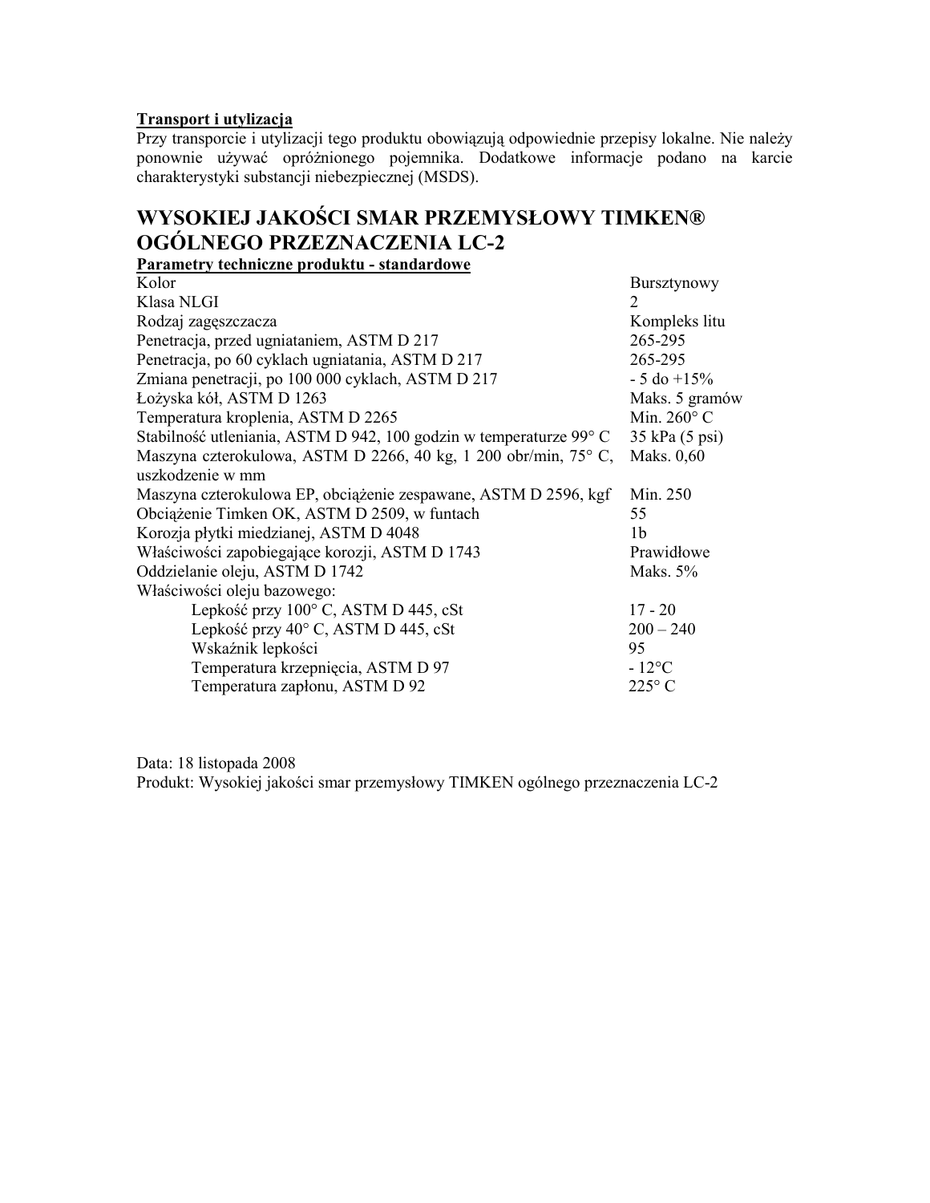**Transport i utylizacja**

Przy transporcie i utylizacji tego produktu obowiązują odpowiednie przepisy lokalne. Nie należy ponownie używać opróżnionego pojemnika. Dodatkowe informacje podano na karcie charakterystyki substancji niebezpiecznej (MSDS).

# WYSOKIEJ JAKOŚCI SMAR PRZEMYSŁOWY TIMKEN® OGÓLNEGO PRZEZNACZENIA LC-2

**Parametry techniczne produktu - standardowe**

| | |
|---|---|
| Kolor | Bursztynowy |
| Klasa NLGI | 2 |
| Rodzaj zagęszczacza | Kompleks litu |
| Penetracja, przed ugniataniem, ASTM D 217 | 265-295 |
| Penetracja, po 60 cyklach ugniatania, ASTM D 217 | 265-295 |
| Zmiana penetracji, po 100 000 cyklach, ASTM D 217 | - 5 do +15% |
| Łożyska kół, ASTM D 1263 | Maks. 5 gramów |
| Temperatura kroplenia, ASTM D 2265 | Min. 260° C |
| Stabilność utleniania, ASTM D 942, 100 godzin w temperaturze 99° C | 35 kPa (5 psi) |
| Maszyna czterokulowa, ASTM D 2266, 40 kg, 1 200 obr/min, 75° C, uszkodzenie w mm | Maks. 0,60 |
| Maszyna czterokulowa EP, obciążenie zespawane, ASTM D 2596, kgf | Min. 250 |
| Obciążenie Timken OK, ASTM D 2509, w funtach | 55 |
| Korozja płytki miedzianej, ASTM D 4048 | 1b |
| Właściwości zapobiegające korozji, ASTM D 1743 | Prawidłowe |
| Oddzielanie oleju, ASTM D 1742 | Maks. 5% |
| Właściwości oleju bazowego: | |
| Lepkość przy 100° C, ASTM D 445, cSt | 17 - 20 |
| Lepkość przy 40° C, ASTM D 445, cSt | 200 – 240 |
| Wskaźnik lepkości | 95 |
| Temperatura krzepnięcia, ASTM D 97 | - 12°C |
| Temperatura zapłonu, ASTM D 92 | 225° C |

Data: 18 listopada 2008

Produkt: Wysokiej jakości smar przemysłowy TIMKEN ogólnego przeznaczenia LC-2